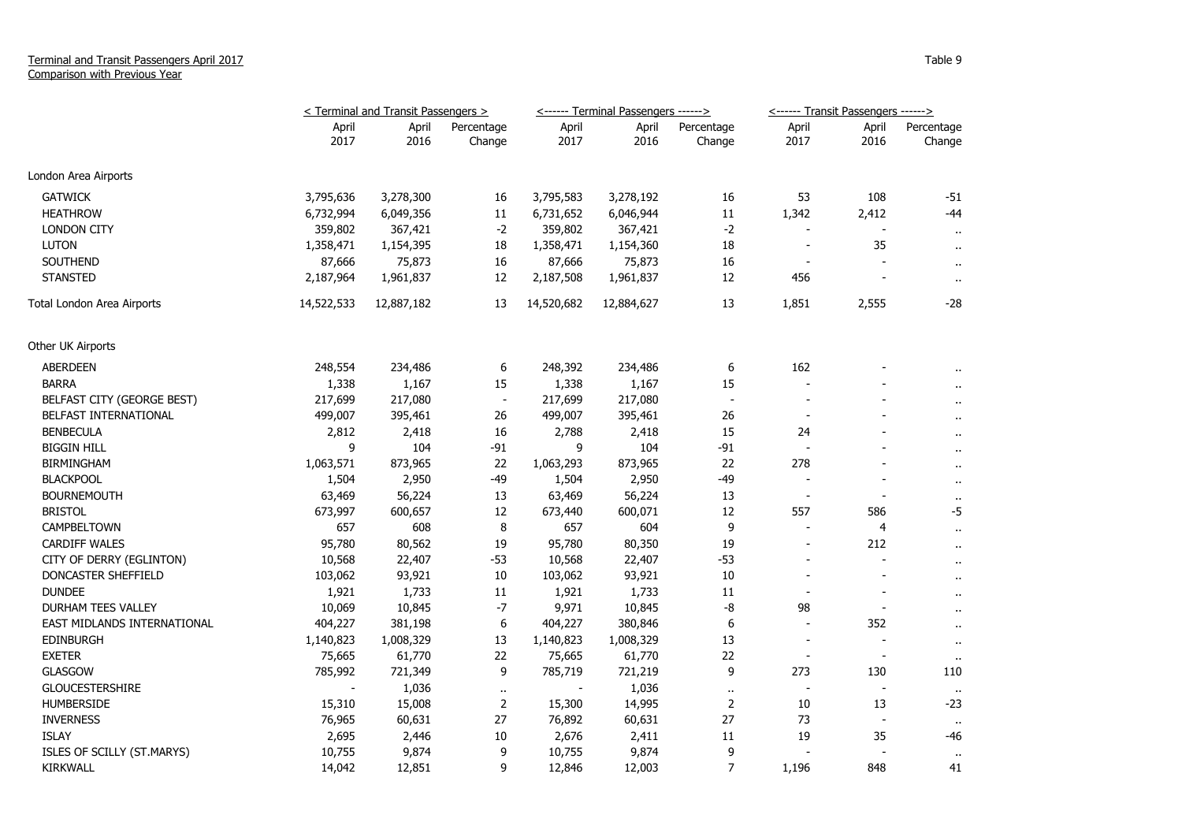Terminal and Transit Passengers April 2017
Comparison with Previous Year

Table 9

| | < Terminal and Transit Passengers > | | | <------ Terminal Passengers ------> | | | <------ Transit Passengers ------> | | |
|---|---|---|---|---|---|---|---|---|---|
| | April 2017 | April 2016 | Percentage Change | April 2017 | April 2016 | Percentage Change | April 2017 | April 2016 | Percentage Change |
| London Area Airports | | | | | | | | | |
| GATWICK | 3,795,636 | 3,278,300 | 16 | 3,795,583 | 3,278,192 | 16 | 53 | 108 | -51 |
| HEATHROW | 6,732,994 | 6,049,356 | 11 | 6,731,652 | 6,046,944 | 11 | 1,342 | 2,412 | -44 |
| LONDON CITY | 359,802 | 367,421 | -2 | 359,802 | 367,421 | -2 | - | - | .. |
| LUTON | 1,358,471 | 1,154,395 | 18 | 1,358,471 | 1,154,360 | 18 | - | 35 | .. |
| SOUTHEND | 87,666 | 75,873 | 16 | 87,666 | 75,873 | 16 | - | - | .. |
| STANSTED | 2,187,964 | 1,961,837 | 12 | 2,187,508 | 1,961,837 | 12 | 456 | - | .. |
| Total London Area Airports | 14,522,533 | 12,887,182 | 13 | 14,520,682 | 12,884,627 | 13 | 1,851 | 2,555 | -28 |
| Other UK Airports | | | | | | | | | |
| ABERDEEN | 248,554 | 234,486 | 6 | 248,392 | 234,486 | 6 | 162 | - | .. |
| BARRA | 1,338 | 1,167 | 15 | 1,338 | 1,167 | 15 | - | - | .. |
| BELFAST CITY (GEORGE BEST) | 217,699 | 217,080 | - | 217,699 | 217,080 | - | - | - | .. |
| BELFAST INTERNATIONAL | 499,007 | 395,461 | 26 | 499,007 | 395,461 | 26 | - | - | .. |
| BENBECULA | 2,812 | 2,418 | 16 | 2,788 | 2,418 | 15 | 24 | - | .. |
| BIGGIN HILL | 9 | 104 | -91 | 9 | 104 | -91 | - | - | .. |
| BIRMINGHAM | 1,063,571 | 873,965 | 22 | 1,063,293 | 873,965 | 22 | 278 | - | .. |
| BLACKPOOL | 1,504 | 2,950 | -49 | 1,504 | 2,950 | -49 | - | - | .. |
| BOURNEMOUTH | 63,469 | 56,224 | 13 | 63,469 | 56,224 | 13 | - | - | .. |
| BRISTOL | 673,997 | 600,657 | 12 | 673,440 | 600,071 | 12 | 557 | 586 | -5 |
| CAMPBELTOWN | 657 | 608 | 8 | 657 | 604 | 9 | - | 4 | .. |
| CARDIFF WALES | 95,780 | 80,562 | 19 | 95,780 | 80,350 | 19 | - | 212 | .. |
| CITY OF DERRY (EGLINTON) | 10,568 | 22,407 | -53 | 10,568 | 22,407 | -53 | - | - | .. |
| DONCASTER SHEFFIELD | 103,062 | 93,921 | 10 | 103,062 | 93,921 | 10 | - | - | .. |
| DUNDEE | 1,921 | 1,733 | 11 | 1,921 | 1,733 | 11 | - | - | .. |
| DURHAM TEES VALLEY | 10,069 | 10,845 | -7 | 9,971 | 10,845 | -8 | 98 | - | .. |
| EAST MIDLANDS INTERNATIONAL | 404,227 | 381,198 | 6 | 404,227 | 380,846 | 6 | - | 352 | .. |
| EDINBURGH | 1,140,823 | 1,008,329 | 13 | 1,140,823 | 1,008,329 | 13 | - | - | .. |
| EXETER | 75,665 | 61,770 | 22 | 75,665 | 61,770 | 22 | - | - | .. |
| GLASGOW | 785,992 | 721,349 | 9 | 785,719 | 721,219 | 9 | 273 | 130 | 110 |
| GLOUCESTERSHIRE | - | 1,036 | .. | - | 1,036 | .. | - | - | .. |
| HUMBERSIDE | 15,310 | 15,008 | 2 | 15,300 | 14,995 | 2 | 10 | 13 | -23 |
| INVERNESS | 76,965 | 60,631 | 27 | 76,892 | 60,631 | 27 | 73 | - | .. |
| ISLAY | 2,695 | 2,446 | 10 | 2,676 | 2,411 | 11 | 19 | 35 | -46 |
| ISLES OF SCILLY (ST.MARYS) | 10,755 | 9,874 | 9 | 10,755 | 9,874 | 9 | - | - | .. |
| KIRKWALL | 14,042 | 12,851 | 9 | 12,846 | 12,003 | 7 | 1,196 | 848 | 41 |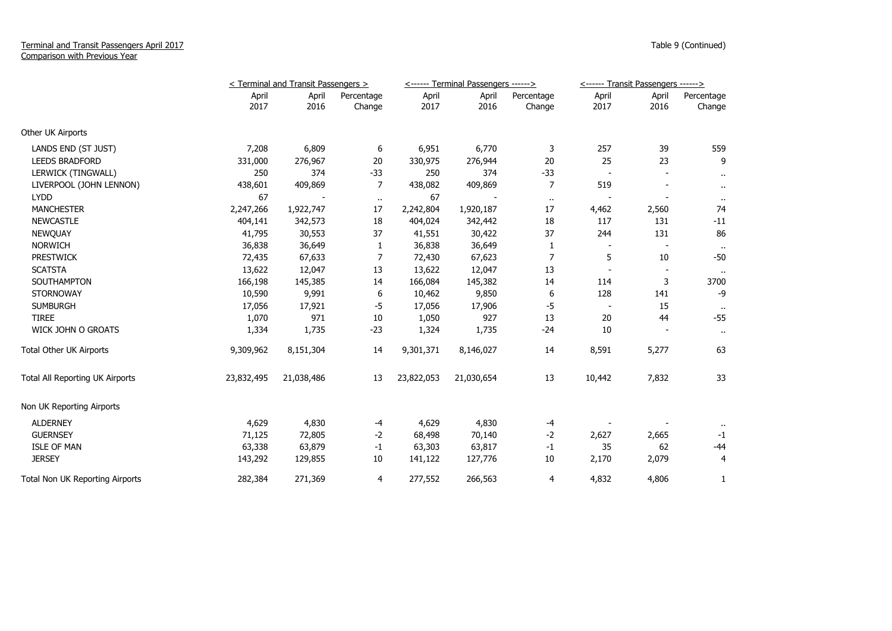Terminal and Transit Passengers April 2017
Comparison with Previous Year

Table 9 (Continued)

| | < Terminal and Transit Passengers > | | | <------ Terminal Passengers ------> | | | <------ Transit Passengers ------> | | |
|---|---|---|---|---|---|---|---|---|---|
| | April 2017 | April 2016 | Percentage Change | April 2017 | April 2016 | Percentage Change | April 2017 | April 2016 | Percentage Change |
| Other UK Airports | | | | | | | | | |
| LANDS END (ST JUST) | 7,208 | 6,809 | 6 | 6,951 | 6,770 | 3 | 257 | 39 | 559 |
| LEEDS BRADFORD | 331,000 | 276,967 | 20 | 330,975 | 276,944 | 20 | 25 | 23 | 9 |
| LERWICK (TINGWALL) | 250 | 374 | -33 | 250 | 374 | -33 | - | - | .. |
| LIVERPOOL (JOHN LENNON) | 438,601 | 409,869 | 7 | 438,082 | 409,869 | 7 | 519 | - | .. |
| LYDD | 67 | - | .. | 67 | - | .. | - | - | .. |
| MANCHESTER | 2,247,266 | 1,922,747 | 17 | 2,242,804 | 1,920,187 | 17 | 4,462 | 2,560 | 74 |
| NEWCASTLE | 404,141 | 342,573 | 18 | 404,024 | 342,442 | 18 | 117 | 131 | -11 |
| NEWQUAY | 41,795 | 30,553 | 37 | 41,551 | 30,422 | 37 | 244 | 131 | 86 |
| NORWICH | 36,838 | 36,649 | 1 | 36,838 | 36,649 | 1 | - | - | .. |
| PRESTWICK | 72,435 | 67,633 | 7 | 72,430 | 67,623 | 7 | 5 | 10 | -50 |
| SCATSTA | 13,622 | 12,047 | 13 | 13,622 | 12,047 | 13 | - | - | .. |
| SOUTHAMPTON | 166,198 | 145,385 | 14 | 166,084 | 145,382 | 14 | 114 | 3 | 3700 |
| STORNOWAY | 10,590 | 9,991 | 6 | 10,462 | 9,850 | 6 | 128 | 141 | -9 |
| SUMBURGH | 17,056 | 17,921 | -5 | 17,056 | 17,906 | -5 | - | 15 | .. |
| TIREE | 1,070 | 971 | 10 | 1,050 | 927 | 13 | 20 | 44 | -55 |
| WICK JOHN O GROATS | 1,334 | 1,735 | -23 | 1,324 | 1,735 | -24 | 10 | - | .. |
| Total Other UK Airports | 9,309,962 | 8,151,304 | 14 | 9,301,371 | 8,146,027 | 14 | 8,591 | 5,277 | 63 |
| Total All Reporting UK Airports | 23,832,495 | 21,038,486 | 13 | 23,822,053 | 21,030,654 | 13 | 10,442 | 7,832 | 33 |
| Non UK Reporting Airports | | | | | | | | | |
| ALDERNEY | 4,629 | 4,830 | -4 | 4,629 | 4,830 | -4 | - | - | .. |
| GUERNSEY | 71,125 | 72,805 | -2 | 68,498 | 70,140 | -2 | 2,627 | 2,665 | -1 |
| ISLE OF MAN | 63,338 | 63,879 | -1 | 63,303 | 63,817 | -1 | 35 | 62 | -44 |
| JERSEY | 143,292 | 129,855 | 10 | 141,122 | 127,776 | 10 | 2,170 | 2,079 | 4 |
| Total Non UK Reporting Airports | 282,384 | 271,369 | 4 | 277,552 | 266,563 | 4 | 4,832 | 4,806 | 1 |